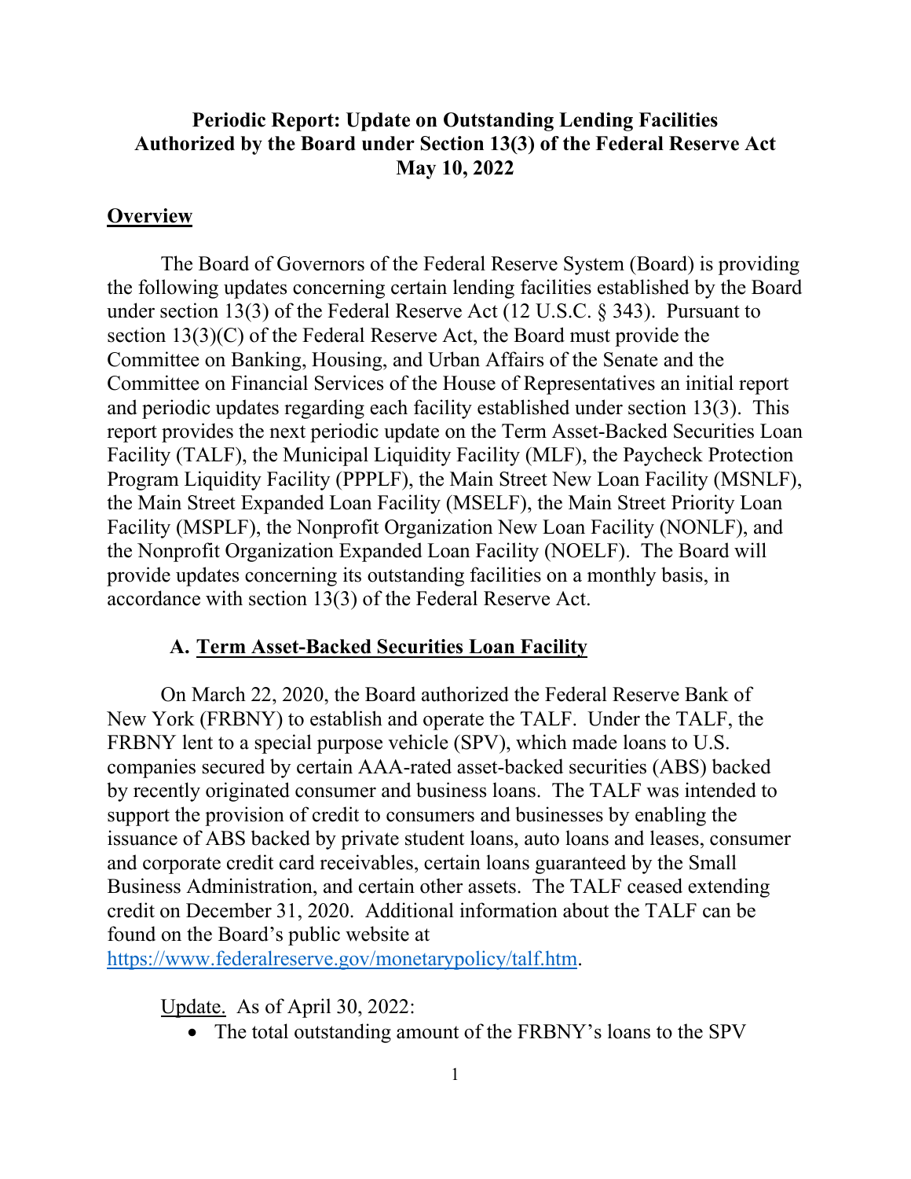# Periodic Report: Update on Outstanding Lending Facilities Authorized by the Board under Section 13(3) of the Federal Reserve Act May 10, 2022

## Overview

The Board of Governors of the Federal Reserve System (Board) is providing the following updates concerning certain lending facilities established by the Board under section 13(3) of the Federal Reserve Act (12 U.S.C. § 343). Pursuant to section 13(3)(C) of the Federal Reserve Act, the Board must provide the Committee on Banking, Housing, and Urban Affairs of the Senate and the Committee on Financial Services of the House of Representatives an initial report and periodic updates regarding each facility established under section 13(3). This report provides the next periodic update on the Term Asset-Backed Securities Loan Facility (TALF), the Municipal Liquidity Facility (MLF), the Paycheck Protection Program Liquidity Facility (PPPLF), the Main Street New Loan Facility (MSNLF), the Main Street Expanded Loan Facility (MSELF), the Main Street Priority Loan Facility (MSPLF), the Nonprofit Organization New Loan Facility (NONLF), and the Nonprofit Organization Expanded Loan Facility (NOELF). The Board will provide updates concerning its outstanding facilities on a monthly basis, in accordance with section 13(3) of the Federal Reserve Act.

### A. Term Asset-Backed Securities Loan Facility

On March 22, 2020, the Board authorized the Federal Reserve Bank of New York (FRBNY) to establish and operate the TALF. Under the TALF, the FRBNY lent to a special purpose vehicle (SPV), which made loans to U.S. companies secured by certain AAA-rated asset-backed securities (ABS) backed by recently originated consumer and business loans. The TALF was intended to support the provision of credit to consumers and businesses by enabling the issuance of ABS backed by private student loans, auto loans and leases, consumer and corporate credit card receivables, certain loans guaranteed by the Small Business Administration, and certain other assets. The TALF ceased extending credit on December 31, 2020. Additional information about the TALF can be found on the Board's public website at https://www.federalreserve.gov/monetarypolicy/talf.htm.

Update. As of April 30, 2022:

- The total outstanding amount of the FRBNY's loans to the SPV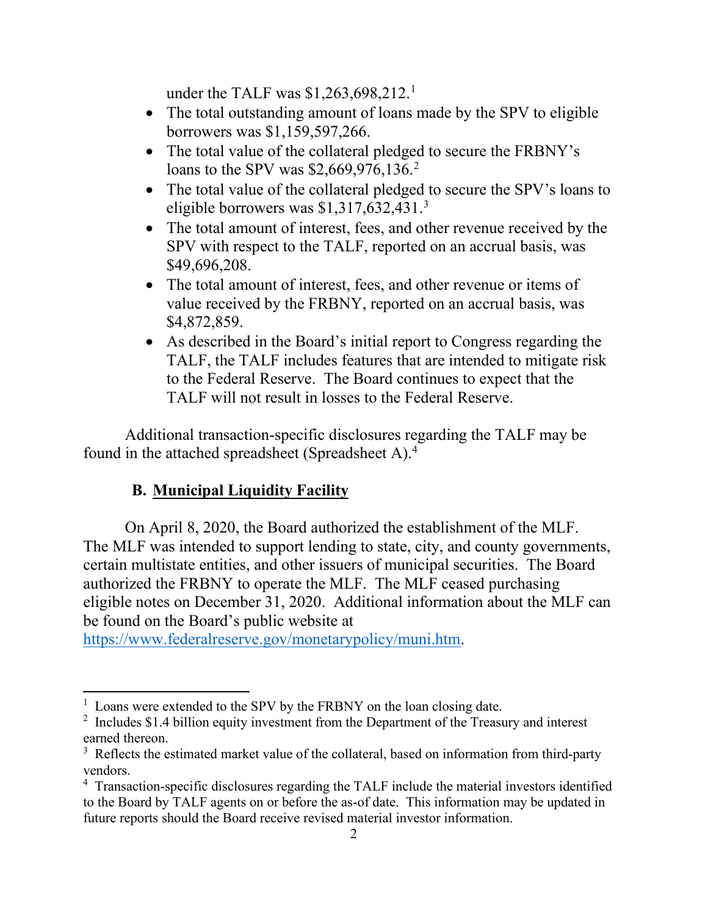under the TALF was $1,263,698,212.[1]

- The total outstanding amount of loans made by the SPV to eligible borrowers was $1,159,597,266.
- The total value of the collateral pledged to secure the FRBNY's loans to the SPV was $2,669,976,136.[2]
- The total value of the collateral pledged to secure the SPV's loans to eligible borrowers was $1,317,632,431.[3]
- The total amount of interest, fees, and other revenue received by the SPV with respect to the TALF, reported on an accrual basis, was $49,696,208.
- The total amount of interest, fees, and other revenue or items of value received by the FRBNY, reported on an accrual basis, was $4,872,859.
- As described in the Board's initial report to Congress regarding the TALF, the TALF includes features that are intended to mitigate risk to the Federal Reserve. The Board continues to expect that the TALF will not result in losses to the Federal Reserve.

Additional transaction-specific disclosures regarding the TALF may be found in the attached spreadsheet (Spreadsheet A).[4]

## B. Municipal Liquidity Facility

On April 8, 2020, the Board authorized the establishment of the MLF. The MLF was intended to support lending to state, city, and county governments, certain multistate entities, and other issuers of municipal securities. The Board authorized the FRBNY to operate the MLF. The MLF ceased purchasing eligible notes on December 31, 2020. Additional information about the MLF can be found on the Board's public website at https://www.federalreserve.gov/monetarypolicy/muni.htm.

---

[1] Loans were extended to the SPV by the FRBNY on the loan closing date.

[2] Includes $1.4 billion equity investment from the Department of the Treasury and interest earned thereon.

[3] Reflects the estimated market value of the collateral, based on information from third-party vendors.

[4] Transaction-specific disclosures regarding the TALF include the material investors identified to the Board by TALF agents on or before the as-of date. This information may be updated in future reports should the Board receive revised material investor information.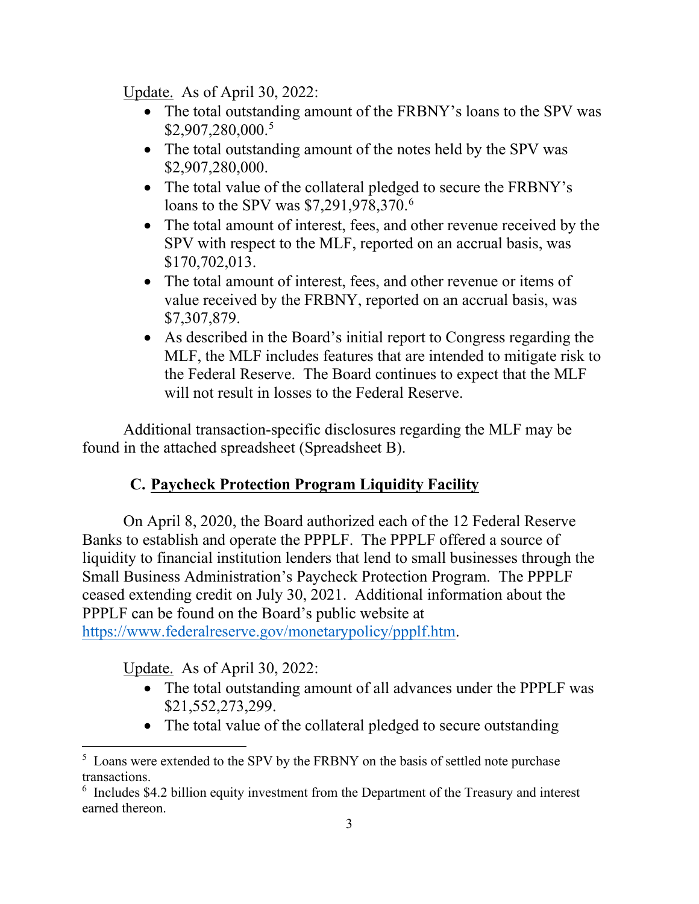Update. As of April 30, 2022:

- The total outstanding amount of the FRBNY's loans to the SPV was $2,907,280,000.[5]
- The total outstanding amount of the notes held by the SPV was $2,907,280,000.
- The total value of the collateral pledged to secure the FRBNY's loans to the SPV was $7,291,978,370.[6]
- The total amount of interest, fees, and other revenue received by the SPV with respect to the MLF, reported on an accrual basis, was $170,702,013.
- The total amount of interest, fees, and other revenue or items of value received by the FRBNY, reported on an accrual basis, was $7,307,879.
- As described in the Board's initial report to Congress regarding the MLF, the MLF includes features that are intended to mitigate risk to the Federal Reserve. The Board continues to expect that the MLF will not result in losses to the Federal Reserve.

Additional transaction-specific disclosures regarding the MLF may be found in the attached spreadsheet (Spreadsheet B).

## C. Paycheck Protection Program Liquidity Facility

On April 8, 2020, the Board authorized each of the 12 Federal Reserve Banks to establish and operate the PPPLF. The PPPLF offered a source of liquidity to financial institution lenders that lend to small businesses through the Small Business Administration's Paycheck Protection Program. The PPPLF ceased extending credit on July 30, 2021. Additional information about the PPPLF can be found on the Board's public website at https://www.federalreserve.gov/monetarypolicy/ppplf.htm.

Update. As of April 30, 2022:

- The total outstanding amount of all advances under the PPPLF was $21,552,273,299.
- The total value of the collateral pledged to secure outstanding

---

[5] Loans were extended to the SPV by the FRBNY on the basis of settled note purchase transactions.

[6] Includes $4.2 billion equity investment from the Department of the Treasury and interest earned thereon.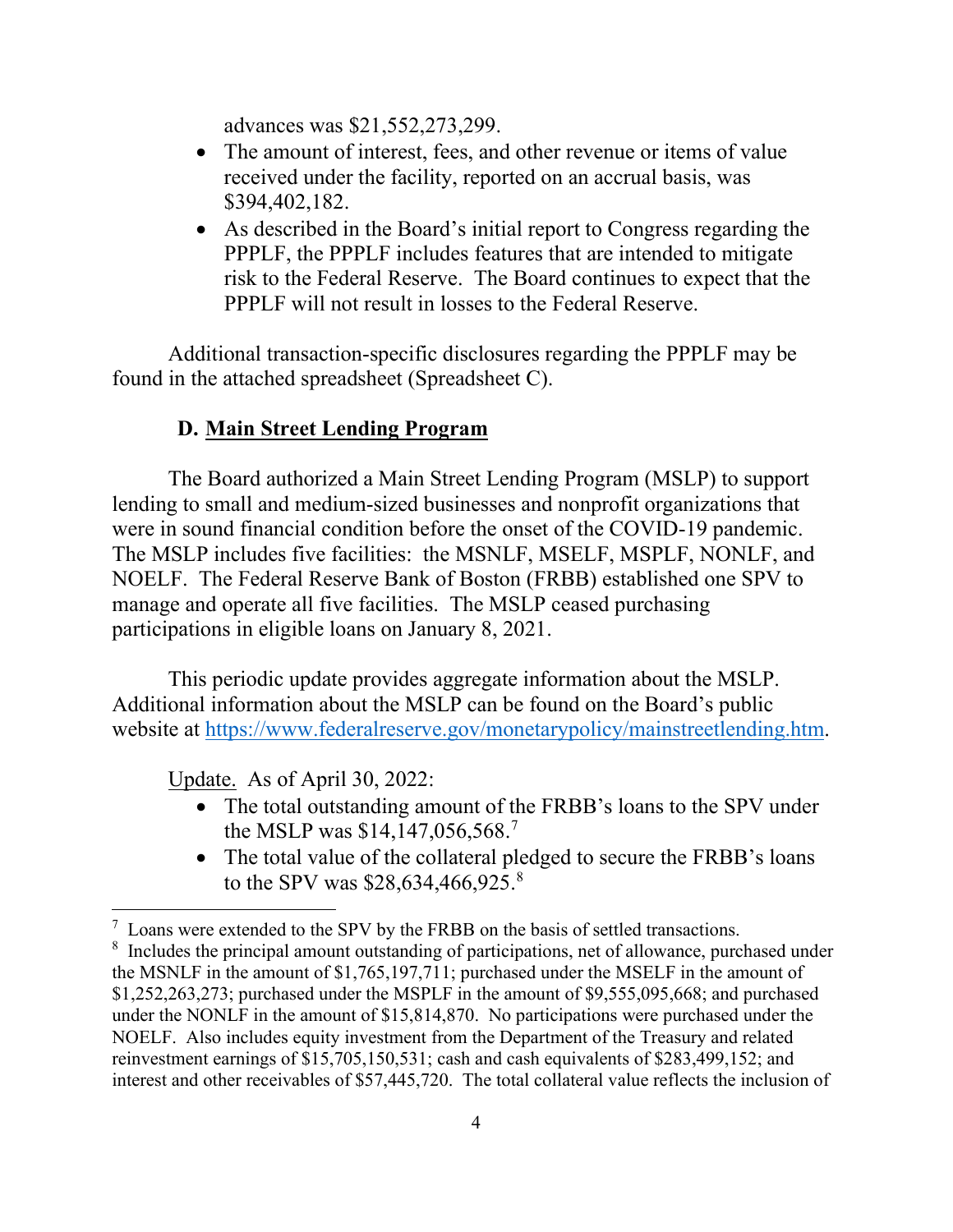advances was $21,552,273,299.

- The amount of interest, fees, and other revenue or items of value received under the facility, reported on an accrual basis, was $394,402,182.
- As described in the Board's initial report to Congress regarding the PPPLF, the PPPLF includes features that are intended to mitigate risk to the Federal Reserve. The Board continues to expect that the PPPLF will not result in losses to the Federal Reserve.

Additional transaction-specific disclosures regarding the PPPLF may be found in the attached spreadsheet (Spreadsheet C).

### D. Main Street Lending Program

The Board authorized a Main Street Lending Program (MSLP) to support lending to small and medium-sized businesses and nonprofit organizations that were in sound financial condition before the onset of the COVID-19 pandemic. The MSLP includes five facilities: the MSNLF, MSELF, MSPLF, NONLF, and NOELF. The Federal Reserve Bank of Boston (FRBB) established one SPV to manage and operate all five facilities. The MSLP ceased purchasing participations in eligible loans on January 8, 2021.

This periodic update provides aggregate information about the MSLP. Additional information about the MSLP can be found on the Board's public website at https://www.federalreserve.gov/monetarypolicy/mainstreetlending.htm.

Update. As of April 30, 2022:

- The total outstanding amount of the FRBB's loans to the SPV under the MSLP was $14,147,056,568.[7]
- The total value of the collateral pledged to secure the FRBB's loans to the SPV was $28,634,466,925.[8]

[7] Loans were extended to the SPV by the FRBB on the basis of settled transactions.

[8] Includes the principal amount outstanding of participations, net of allowance, purchased under the MSNLF in the amount of $1,765,197,711; purchased under the MSELF in the amount of $1,252,263,273; purchased under the MSPLF in the amount of $9,555,095,668; and purchased under the NONLF in the amount of $15,814,870. No participations were purchased under the NOELF. Also includes equity investment from the Department of the Treasury and related reinvestment earnings of $15,705,150,531; cash and cash equivalents of $283,499,152; and interest and other receivables of $57,445,720. The total collateral value reflects the inclusion of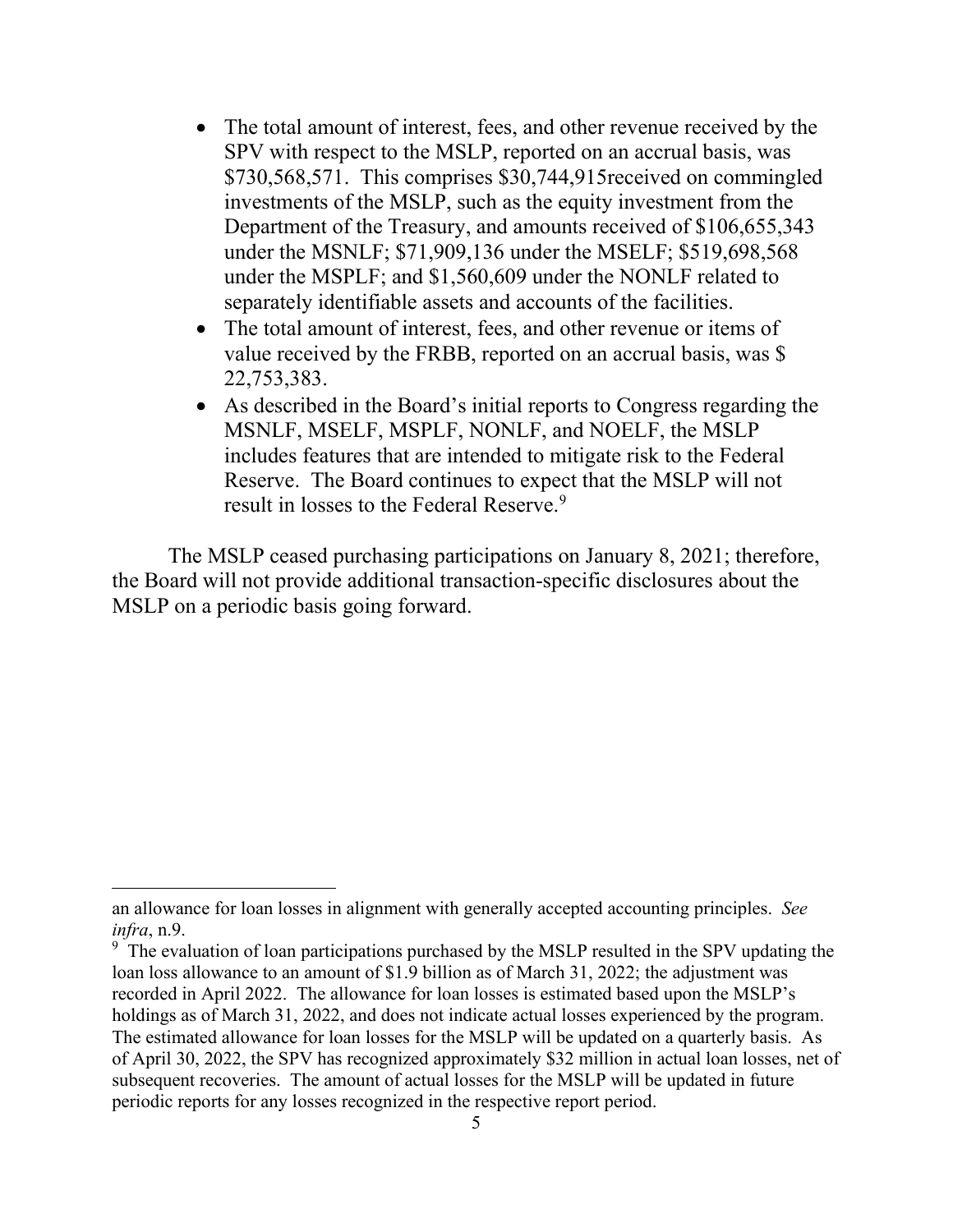- The total amount of interest, fees, and other revenue received by the SPV with respect to the MSLP, reported on an accrual basis, was $730,568,571. This comprises $30,744,915received on commingled investments of the MSLP, such as the equity investment from the Department of the Treasury, and amounts received of $106,655,343 under the MSNLF; $71,909,136 under the MSELF; $519,698,568 under the MSPLF; and $1,560,609 under the NONLF related to separately identifiable assets and accounts of the facilities.
- The total amount of interest, fees, and other revenue or items of value received by the FRBB, reported on an accrual basis, was $ 22,753,383.
- As described in the Board's initial reports to Congress regarding the MSNLF, MSELF, MSPLF, NONLF, and NOELF, the MSLP includes features that are intended to mitigate risk to the Federal Reserve. The Board continues to expect that the MSLP will not result in losses to the Federal Reserve.[9]

The MSLP ceased purchasing participations on January 8, 2021; therefore, the Board will not provide additional transaction-specific disclosures about the MSLP on a periodic basis going forward.

---

an allowance for loan losses in alignment with generally accepted accounting principles. *See infra*, n.9.

[9] The evaluation of loan participations purchased by the MSLP resulted in the SPV updating the loan loss allowance to an amount of $1.9 billion as of March 31, 2022; the adjustment was recorded in April 2022. The allowance for loan losses is estimated based upon the MSLP's holdings as of March 31, 2022, and does not indicate actual losses experienced by the program. The estimated allowance for loan losses for the MSLP will be updated on a quarterly basis. As of April 30, 2022, the SPV has recognized approximately $32 million in actual loan losses, net of subsequent recoveries. The amount of actual losses for the MSLP will be updated in future periodic reports for any losses recognized in the respective report period.